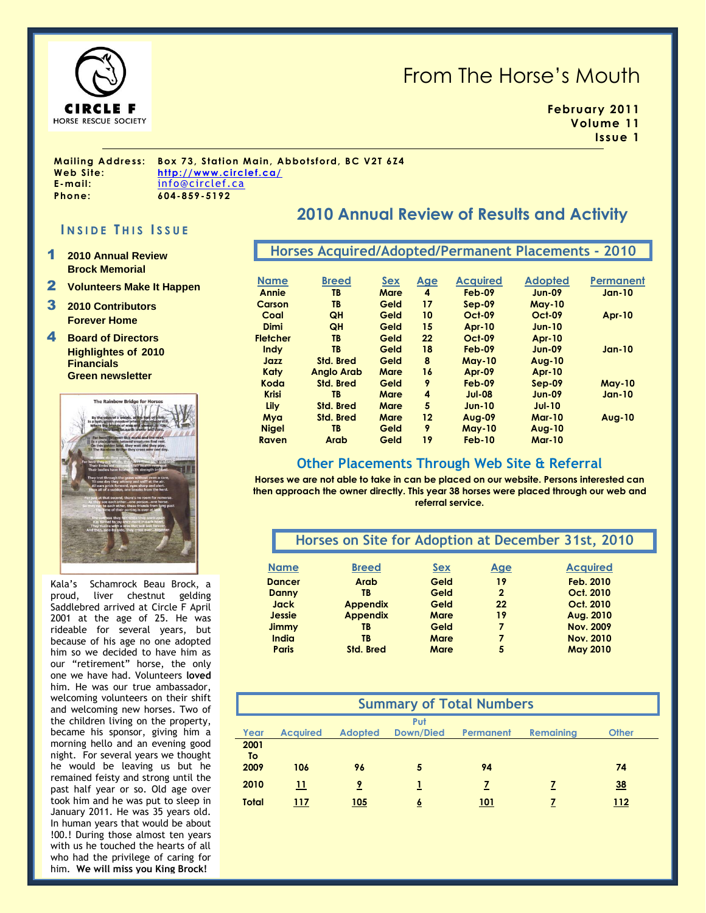CIRCLE F
HORSE RESCUE SOCIETY

# From The Horse's Mouth

**February 2011**
**Volume 11**
**Issue 1**

**Mailing Address:** Box 73, Station Main, Abbotsford, BC V2T 6Z4
**Web Site:** http://www.circlef.ca/
**E-mail:** info@circlef.ca
**Phone:** 604-859-5192

## Inside This Issue

1. **2010 Annual Review**
   **Brock Memorial**
2. **Volunteers Make It Happen**
3. **2010 Contributors**
   **Forever Home**
4. **Board of Directors**
   **Highlights of 2010 Financials**
   **Green newsletter**

Kala's Schamrock Beau Brock, a proud, liver chestnut gelding Saddlebred arrived at Circle F April 2001 at the age of 25. He was rideable for several years, but because of his age no one adopted him so we decided to have him as our "retirement" horse, the only one we have had. Volunteers **loved** him. He was our true ambassador, welcoming volunteers on their shift and welcoming new horses. Two of the children living on the property, became his sponsor, giving him a morning hello and an evening good night. For several years we thought he would be leaving us but he remained feisty and strong until the past half year or so. Old age over took him and he was put to sleep in January 2011. He was 35 years old. In human years that would be about !00.! During those almost ten years with us he touched the hearts of all who had the privilege of caring for him. **We will miss you King Brock!**

# 2010 Annual Review of Results and Activity

## Horses Acquired/Adopted/Permanent Placements - 2010

| Name | Breed | Sex | Age | Acquired | Adopted | Permanent |
|---|---|---|---|---|---|---|
| Annie | TB | Mare | 4 | Feb-09 | Jun-09 | Jan-10 |
| Carson | TB | Geld | 17 | Sep-09 | May-10 | |
| Coal | QH | Geld | 10 | Oct-09 | Oct-09 | Apr-10 |
| Dimi | QH | Geld | 15 | Apr-10 | Jun-10 | |
| Fletcher | TB | Geld | 22 | Oct-09 | Apr-10 | |
| Indy | TB | Geld | 18 | Feb-09 | Jun-09 | Jan-10 |
| Jazz | Std. Bred | Geld | 8 | May-10 | Aug-10 | |
| Katy | Anglo Arab | Mare | 16 | Apr-09 | Apr-10 | |
| Koda | Std. Bred | Geld | 9 | Feb-09 | Sep-09 | May-10 |
| Krisi | TB | Mare | 4 | Jul-08 | Jun-09 | Jan-10 |
| Lily | Std. Bred | Mare | 5 | Jun-10 | Jul-10 | |
| Mya | Std. Bred | Mare | 12 | Aug-09 | Mar-10 | Aug-10 |
| Nigel | TB | Geld | 9 | May-10 | Aug-10 | |
| Raven | Arab | Geld | 19 | Feb-10 | Mar-10 | |

## Other Placements Through Web Site & Referral

**Horses we are not able to take in can be placed on our website. Persons interested can then approach the owner directly. This year 38 horses were placed through our web and referral service.**

## Horses on Site for Adoption at December 31st, 2010

| Name | Breed | Sex | Age | Acquired |
|---|---|---|---|---|
| Dancer | Arab | Geld | 19 | Feb. 2010 |
| Danny | TB | Geld | 2 | Oct. 2010 |
| Jack | Appendix | Geld | 22 | Oct. 2010 |
| Jessie | Appendix | Mare | 19 | Aug. 2010 |
| Jimmy | TB | Geld | 7 | Nov. 2009 |
| India | TB | Mare | 7 | Nov. 2010 |
| Paris | Std. Bred | Mare | 5 | May 2010 |

## Summary of Total Numbers

| Year | Acquired | Adopted | Put Down/Died | Permanent | Remaining | Other |
|---|---|---|---|---|---|---|
| 2001 To 2009 | 106 | 96 | 5 | 94 | | 74 |
| 2010 | 11 | 9 | 1 | 7 | 7 | 38 |
| Total | 117 | 105 | 6 | 101 | 7 | 112 |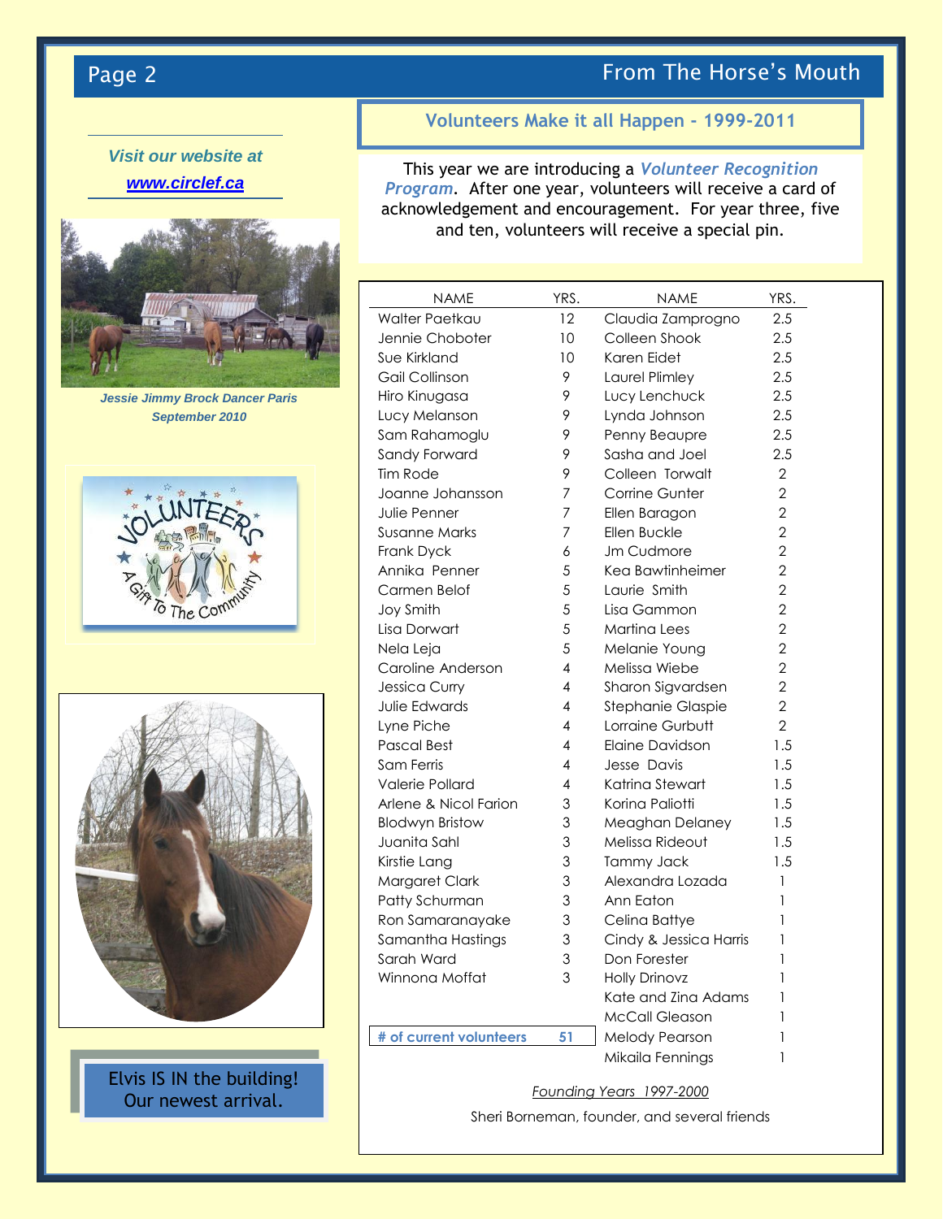Visit our website at **www.circlef.ca**

Jessie Jimmy Brock Dancer Paris
September 2010

Elvis IS IN the building! Our newest arrival.

## Volunteers Make it all Happen - 1999-2011

This year we are introducing a ***Volunteer Recognition Program***. After one year, volunteers will receive a card of acknowledgement and encouragement. For year three, five and ten, volunteers will receive a special pin.

| NAME | YRS. | NAME | YRS. |
|---|---|---|---|
| Walter Paetkau | 12 | Claudia Zamprogno | 2.5 |
| Jennie Choboter | 10 | Colleen Shook | 2.5 |
| Sue Kirkland | 10 | Karen Eidet | 2.5 |
| Gail Collinson | 9 | Laurel Plimley | 2.5 |
| Hiro Kinugasa | 9 | Lucy Lenchuck | 2.5 |
| Lucy Melanson | 9 | Lynda Johnson | 2.5 |
| Sam Rahamoglu | 9 | Penny Beaupre | 2.5 |
| Sandy Forward | 9 | Sasha and Joel | 2.5 |
| Tim Rode | 9 | Colleen Torwalt | 2 |
| Joanne Johansson | 7 | Corrine Gunter | 2 |
| Julie Penner | 7 | Ellen Baragon | 2 |
| Susanne Marks | 7 | Ellen Buckle | 2 |
| Frank Dyck | 6 | Jm Cudmore | 2 |
| Annika Penner | 5 | Kea Bawtinheimer | 2 |
| Carmen Belof | 5 | Laurie Smith | 2 |
| Joy Smith | 5 | Lisa Gammon | 2 |
| Lisa Dorwart | 5 | Martina Lees | 2 |
| Nela Leja | 5 | Melanie Young | 2 |
| Caroline Anderson | 4 | Melissa Wiebe | 2 |
| Jessica Curry | 4 | Sharon Sigvardsen | 2 |
| Julie Edwards | 4 | Stephanie Glaspie | 2 |
| Lyne Piche | 4 | Lorraine Gurbutt | 2 |
| Pascal Best | 4 | Elaine Davidson | 1.5 |
| Sam Ferris | 4 | Jesse Davis | 1.5 |
| Valerie Pollard | 4 | Katrina Stewart | 1.5 |
| Arlene & Nicol Farion | 3 | Korina Paliotti | 1.5 |
| Blodwyn Bristow | 3 | Meaghan Delaney | 1.5 |
| Juanita Sahl | 3 | Melissa Rideout | 1.5 |
| Kirstie Lang | 3 | Tammy Jack | 1.5 |
| Margaret Clark | 3 | Alexandra Lozada | 1 |
| Patty Schurman | 3 | Ann Eaton | 1 |
| Ron Samaranayake | 3 | Celina Battye | 1 |
| Samantha Hastings | 3 | Cindy & Jessica Harris | 1 |
| Sarah Ward | 3 | Don Forester | 1 |
| Winnona Moffat | 3 | Holly Drinovz | 1 |
| | | Kate and Zina Adams | 1 |
| | | McCall Gleason | 1 |
| # of current volunteers | 51 | Melody Pearson | 1 |
| | | Mikaila Fennings | 1 |

*Founding Years 1997-2000*

Sheri Borneman, founder, and several friends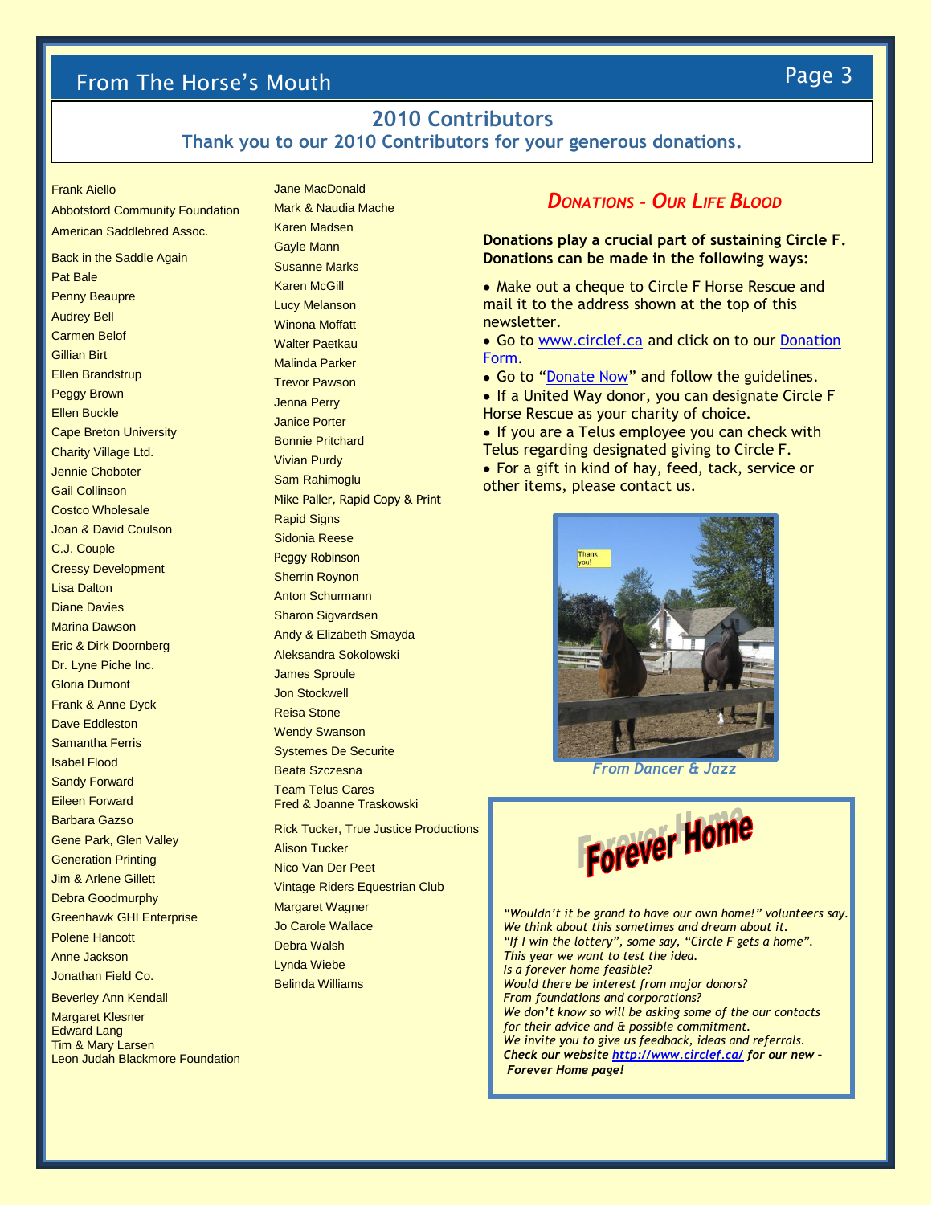## 2010 Contributors

**Thank you to our 2010 Contributors for your generous donations.**

Frank Aiello
Abbotsford Community Foundation
American Saddlebred Assoc.
Back in the Saddle Again
Pat Bale
Penny Beaupre
Audrey Bell
Carmen Belof
Gillian Birt
Ellen Brandstrup
Peggy Brown
Ellen Buckle
Cape Breton University
Charity Village Ltd.
Jennie Choboter
Gail Collinson
Costco Wholesale
Joan & David Coulson
C.J. Couple
Cressy Development
Lisa Dalton
Diane Davies
Marina Dawson
Eric & Dirk Doornberg
Dr. Lyne Piche Inc.
Gloria Dumont
Frank & Anne Dyck
Dave Eddleston
Samantha Ferris
Isabel Flood
Sandy Forward
Eileen Forward
Barbara Gazso
Gene Park, Glen Valley
Generation Printing
Jim & Arlene Gillett
Debra Goodmurphy
Greenhawk GHI Enterprise
Polene Hancott
Anne Jackson
Jonathan Field Co.
Beverley Ann Kendall
Margaret Klesner
Edward Lang
Tim & Mary Larsen
Leon Judah Blackmore Foundation
Jane MacDonald
Mark & Naudia Mache
Karen Madsen
Gayle Mann
Susanne Marks
Karen McGill
Lucy Melanson
Winona Moffatt
Walter Paetkau
Malinda Parker
Trevor Pawson
Jenna Perry
Janice Porter
Bonnie Pritchard
Vivian Purdy
Sam Rahimoglu
Mike Paller, Rapid Copy & Print
Rapid Signs
Sidonia Reese
Peggy Robinson
Sherrin Roynon
Anton Schurmann
Sharon Sigvardsen
Andy & Elizabeth Smayda
Aleksandra Sokolowski
James Sproule
Jon Stockwell
Reisa Stone
Wendy Swanson
Systemes De Securite
Beata Szczesna
Team Telus Cares
Fred & Joanne Traskowski
Rick Tucker, True Justice Productions
Alison Tucker
Nico Van Der Peet
Vintage Riders Equestrian Club
Margaret Wagner
Jo Carole Wallace
Debra Walsh
Lynda Wiebe
Belinda Williams

## *Donations - Our Life Blood*

**Donations play a crucial part of sustaining Circle F. Donations can be made in the following ways:**

- Make out a cheque to Circle F Horse Rescue and mail it to the address shown at the top of this newsletter.
- Go to www.circlef.ca and click on to our Donation Form.
- Go to "Donate Now" and follow the guidelines.
- If a United Way donor, you can designate Circle F Horse Rescue as your charity of choice.
- If you are a Telus employee you can check with Telus regarding designated giving to Circle F.
- For a gift in kind of hay, feed, tack, service or other items, please contact us.

Thank you!

*From Dancer & Jazz*

## Forever Home

*"Wouldn't it be grand to have our own home!" volunteers say.*
*We think about this sometimes and dream about it.*
*"If I win the lottery", some say, "Circle F gets a home".*
*This year we want to test the idea.*
*Is a forever home feasible?*
*Would there be interest from major donors?*
*From foundations and corporations?*
*We don't know so will be asking some of the our contacts for their advice and & possible commitment.*
*We invite you to give us feedback, ideas and referrals.*
***Check our website http://www.circlef.ca/ for our new – Forever Home page!***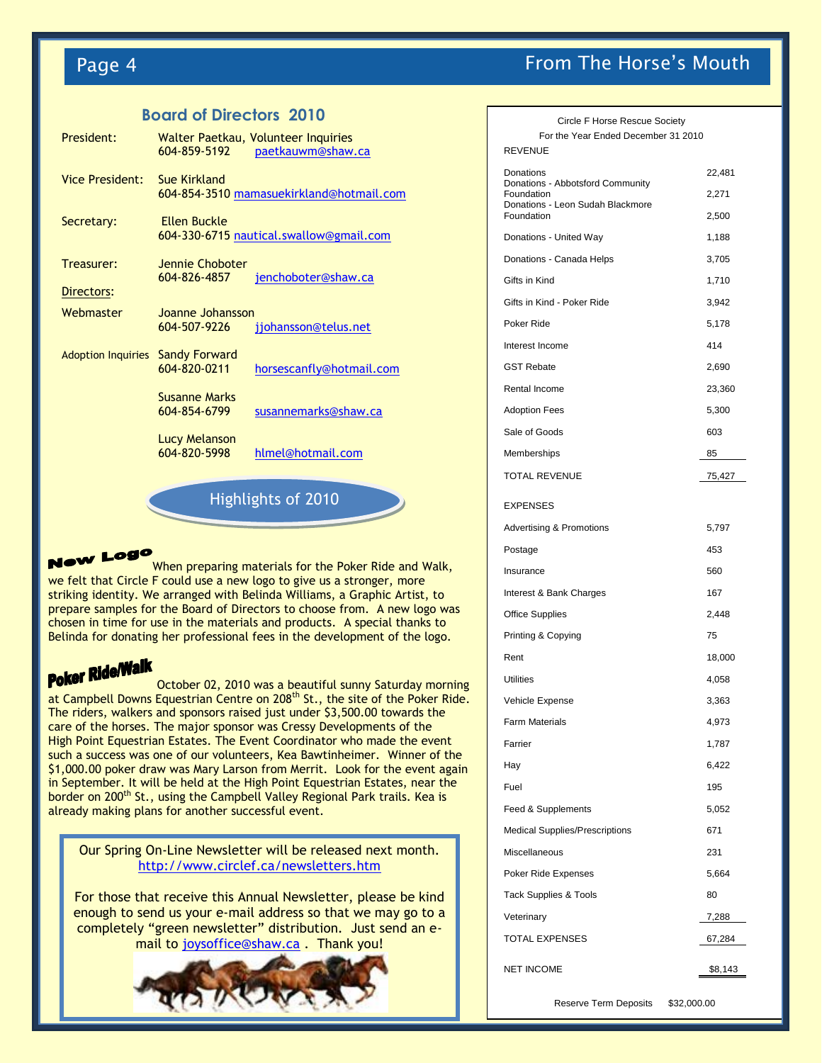## Board of Directors 2010

President: Walter Paetkau, Volunteer Inquiries
604-859-5192 paetkauwm@shaw.ca

Vice President: Sue Kirkland
604-854-3510 mamasuekirkland@hotmail.com

Secretary: Ellen Buckle
604-330-6715 nautical.swallow@gmail.com

Treasurer: Jennie Choboter
604-826-4857 jenchoboter@shaw.ca

Directors:

Webmaster: Joanne Johansson
604-507-9226 jjohansson@telus.net

Adoption Inquiries: Sandy Forward
604-820-0211 horsescanfly@hotmail.com

Susanne Marks
604-854-6799 susannemarks@shaw.ca

Lucy Melanson
604-820-5998 hlmel@hotmail.com

## Highlights of 2010

### New Logo

When preparing materials for the Poker Ride and Walk, we felt that Circle F could use a new logo to give us a stronger, more striking identity. We arranged with Belinda Williams, a Graphic Artist, to prepare samples for the Board of Directors to choose from. A new logo was chosen in time for use in the materials and products. A special thanks to Belinda for donating her professional fees in the development of the logo.

### Poker Ride/Walk

October 02, 2010 was a beautiful sunny Saturday morning at Campbell Downs Equestrian Centre on 208th St., the site of the Poker Ride. The riders, walkers and sponsors raised just under $3,500.00 towards the care of the horses. The major sponsor was Cressy Developments of the High Point Equestrian Estates. The Event Coordinator who made the event such a success was one of our volunteers, Kea Bawtinheimer. Winner of the $1,000.00 poker draw was Mary Larson from Merrit. Look for the event again in September. It will be held at the High Point Equestrian Estates, near the border on 200th St., using the Campbell Valley Regional Park trails. Kea is already making plans for another successful event.

Our Spring On-Line Newsletter will be released next month.
http://www.circlef.ca/newsletters.htm

For those that receive this Annual Newsletter, please be kind enough to send us your e-mail address so that we may go to a completely "green newsletter" distribution. Just send an e-mail to joysoffice@shaw.ca . Thank you!

Circle F Horse Rescue Society
For the Year Ended December 31 2010

| | |
|---|---|
| **REVENUE** | |
| Donations | 22,481 |
| Donations - Abbotsford Community Foundation | 2,271 |
| Donations - Leon Sudah Blackmore Foundation | 2,500 |
| Donations - United Way | 1,188 |
| Donations - Canada Helps | 3,705 |
| Gifts in Kind | 1,710 |
| Gifts in Kind - Poker Ride | 3,942 |
| Poker Ride | 5,178 |
| Interest Income | 414 |
| GST Rebate | 2,690 |
| Rental Income | 23,360 |
| Adoption Fees | 5,300 |
| Sale of Goods | 603 |
| Memberships | 85 |
| TOTAL REVENUE | 75,427 |
| **EXPENSES** | |
| Advertising & Promotions | 5,797 |
| Postage | 453 |
| Insurance | 560 |
| Interest & Bank Charges | 167 |
| Office Supplies | 2,448 |
| Printing & Copying | 75 |
| Rent | 18,000 |
| Utilities | 4,058 |
| Vehicle Expense | 3,363 |
| Farm Materials | 4,973 |
| Farrier | 1,787 |
| Hay | 6,422 |
| Fuel | 195 |
| Feed & Supplements | 5,052 |
| Medical Supplies/Prescriptions | 671 |
| Miscellaneous | 231 |
| Poker Ride Expenses | 5,664 |
| Tack Supplies & Tools | 80 |
| Veterinary | 7,288 |
| TOTAL EXPENSES | 67,284 |
| NET INCOME | $8,143 |

Reserve Term Deposits $32,000.00